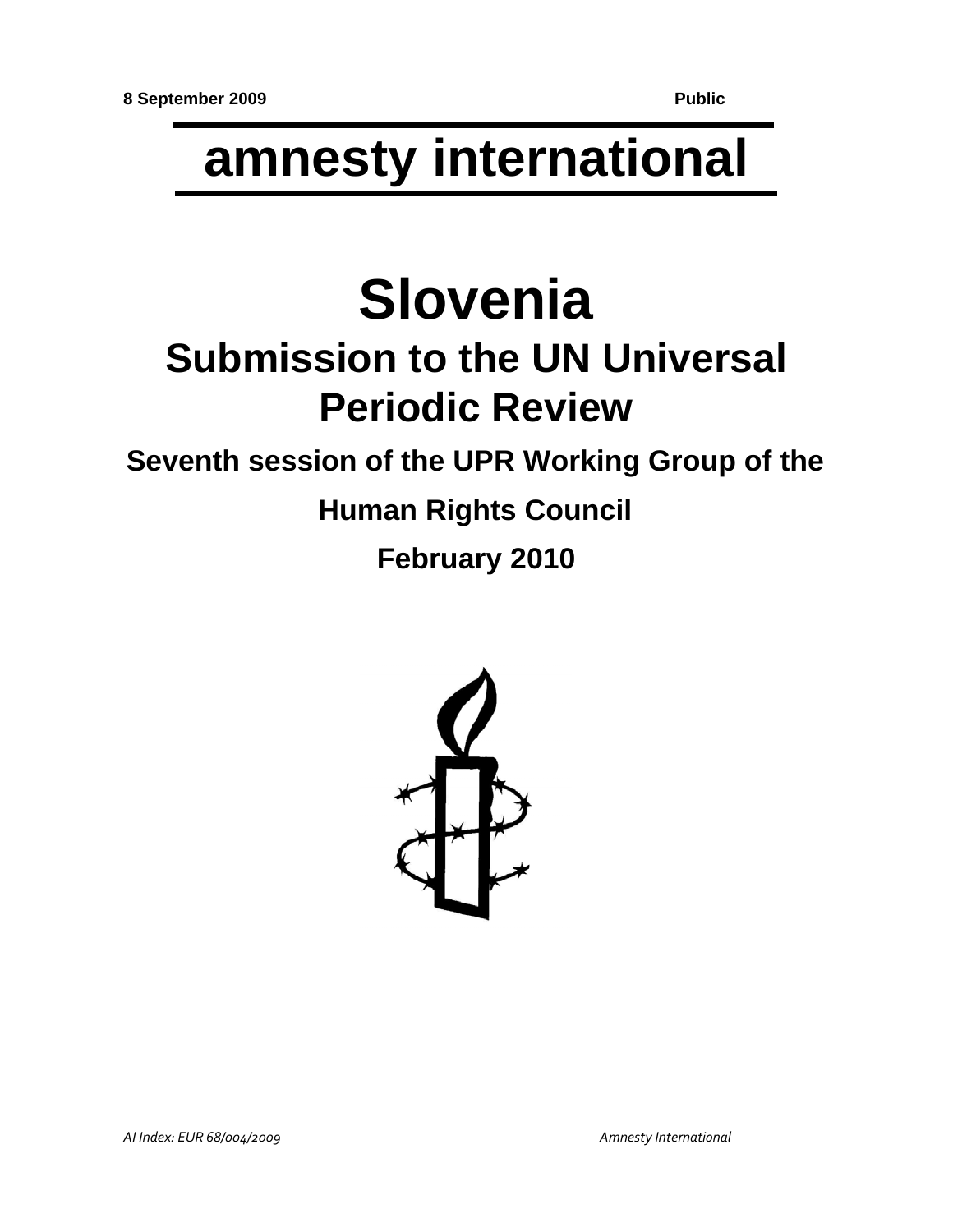8 September 2009 Public

# amnesty international

# Slovenia

## Submission to the UN Universal Periodic Review

### Seventh session of the UPR Working Group of the Human Rights Council

### February 2010

*AI Index: EUR 68/004/2009* *Amnesty International*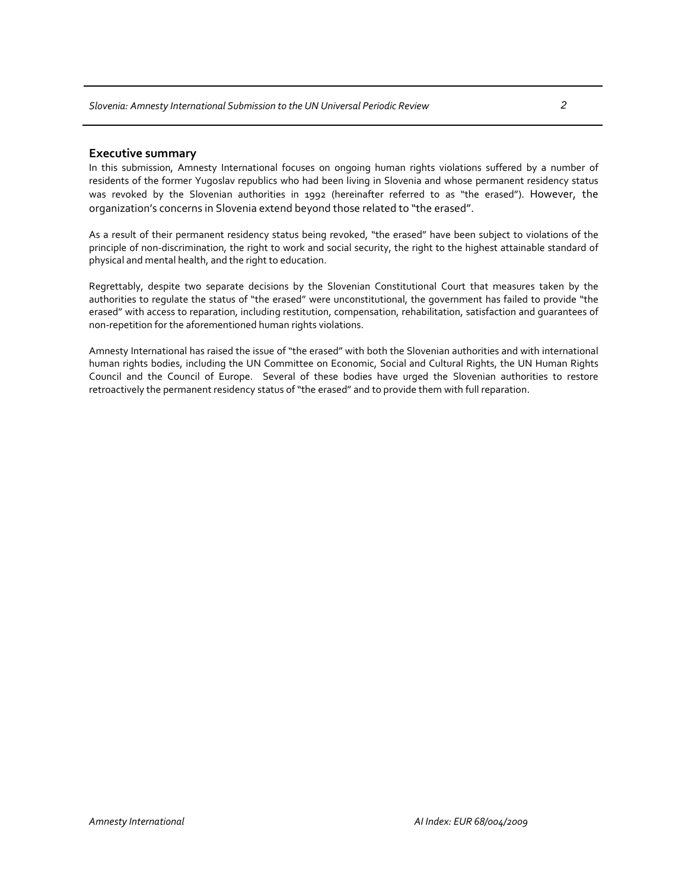## Executive summary

In this submission, Amnesty International focuses on ongoing human rights violations suffered by a number of residents of the former Yugoslav republics who had been living in Slovenia and whose permanent residency status was revoked by the Slovenian authorities in 1992 (hereinafter referred to as "the erased"). However, the organization's concerns in Slovenia extend beyond those related to "the erased".

As a result of their permanent residency status being revoked, "the erased" have been subject to violations of the principle of non-discrimination, the right to work and social security, the right to the highest attainable standard of physical and mental health, and the right to education.

Regrettably, despite two separate decisions by the Slovenian Constitutional Court that measures taken by the authorities to regulate the status of "the erased" were unconstitutional, the government has failed to provide "the erased" with access to reparation, including restitution, compensation, rehabilitation, satisfaction and guarantees of non-repetition for the aforementioned human rights violations.

Amnesty International has raised the issue of "the erased" with both the Slovenian authorities and with international human rights bodies, including the UN Committee on Economic, Social and Cultural Rights, the UN Human Rights Council and the Council of Europe. Several of these bodies have urged the Slovenian authorities to restore retroactively the permanent residency status of "the erased" and to provide them with full reparation.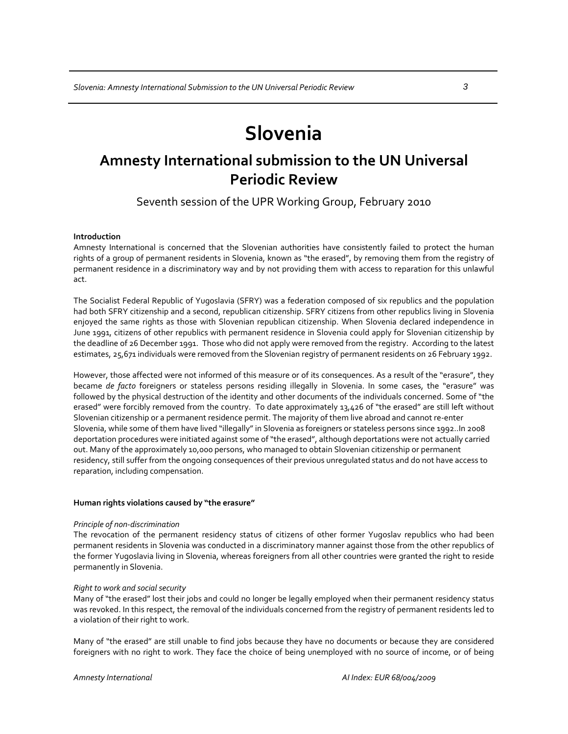# Slovenia

## Amnesty International submission to the UN Universal Periodic Review

Seventh session of the UPR Working Group, February 2010

**Introduction**

Amnesty International is concerned that the Slovenian authorities have consistently failed to protect the human rights of a group of permanent residents in Slovenia, known as "the erased", by removing them from the registry of permanent residence in a discriminatory way and by not providing them with access to reparation for this unlawful act.

The Socialist Federal Republic of Yugoslavia (SFRY) was a federation composed of six republics and the population had both SFRY citizenship and a second, republican citizenship. SFRY citizens from other republics living in Slovenia enjoyed the same rights as those with Slovenian republican citizenship. When Slovenia declared independence in June 1991, citizens of other republics with permanent residence in Slovenia could apply for Slovenian citizenship by the deadline of 26 December 1991. Those who did not apply were removed from the registry. According to the latest estimates, 25,671 individuals were removed from the Slovenian registry of permanent residents on 26 February 1992.

However, those affected were not informed of this measure or of its consequences. As a result of the "erasure", they became *de facto* foreigners or stateless persons residing illegally in Slovenia. In some cases, the "erasure" was followed by the physical destruction of the identity and other documents of the individuals concerned. Some of "the erased" were forcibly removed from the country. To date approximately 13,426 of "the erased" are still left without Slovenian citizenship or a permanent residence permit. The majority of them live abroad and cannot re-enter Slovenia, while some of them have lived "illegally" in Slovenia as foreigners or stateless persons since 1992..In 2008 deportation procedures were initiated against some of "the erased", although deportations were not actually carried out. Many of the approximately 10,000 persons, who managed to obtain Slovenian citizenship or permanent residency, still suffer from the ongoing consequences of their previous unregulated status and do not have access to reparation, including compensation.

**Human rights violations caused by "the erasure"**

*Principle of non-discrimination*

The revocation of the permanent residency status of citizens of other former Yugoslav republics who had been permanent residents in Slovenia was conducted in a discriminatory manner against those from the other republics of the former Yugoslavia living in Slovenia, whereas foreigners from all other countries were granted the right to reside permanently in Slovenia.

*Right to work and social security*

Many of "the erased" lost their jobs and could no longer be legally employed when their permanent residency status was revoked. In this respect, the removal of the individuals concerned from the registry of permanent residents led to a violation of their right to work.

Many of "the erased" are still unable to find jobs because they have no documents or because they are considered foreigners with no right to work. They face the choice of being unemployed with no source of income, or of being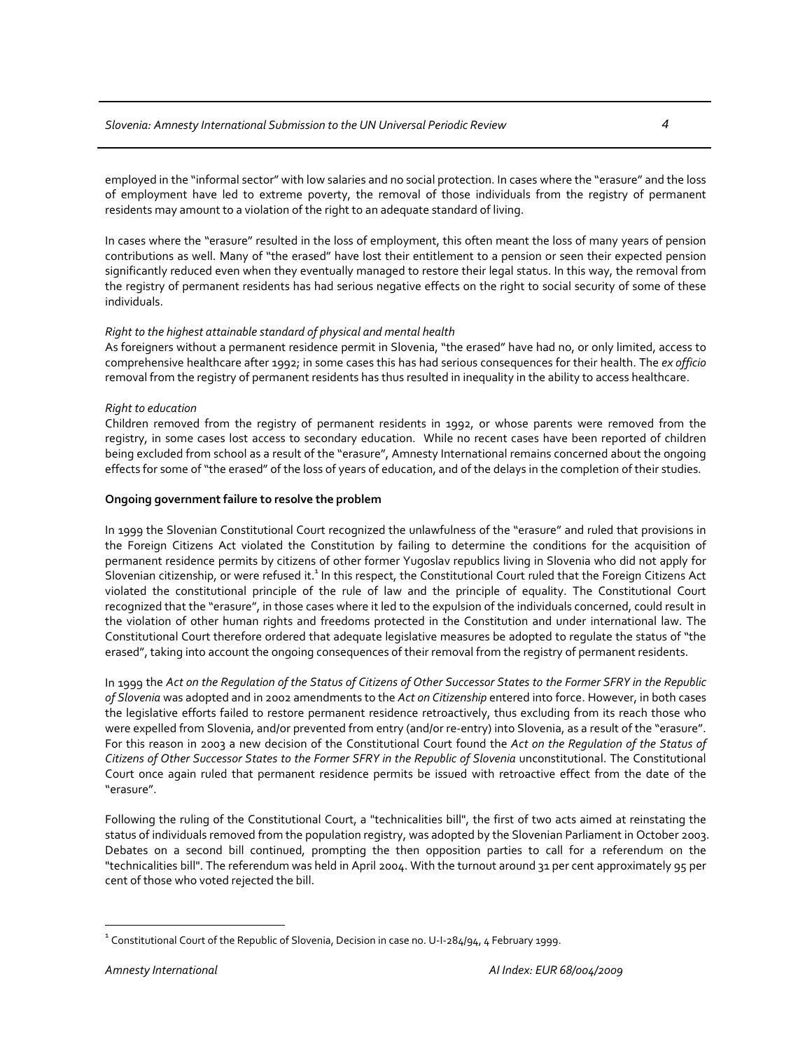employed in the "informal sector" with low salaries and no social protection. In cases where the "erasure" and the loss of employment have led to extreme poverty, the removal of those individuals from the registry of permanent residents may amount to a violation of the right to an adequate standard of living.

In cases where the "erasure" resulted in the loss of employment, this often meant the loss of many years of pension contributions as well. Many of "the erased" have lost their entitlement to a pension or seen their expected pension significantly reduced even when they eventually managed to restore their legal status. In this way, the removal from the registry of permanent residents has had serious negative effects on the right to social security of some of these individuals.

*Right to the highest attainable standard of physical and mental health*

As foreigners without a permanent residence permit in Slovenia, "the erased" have had no, or only limited, access to comprehensive healthcare after 1992; in some cases this has had serious consequences for their health. The *ex officio* removal from the registry of permanent residents has thus resulted in inequality in the ability to access healthcare.

*Right to education*

Children removed from the registry of permanent residents in 1992, or whose parents were removed from the registry, in some cases lost access to secondary education. While no recent cases have been reported of children being excluded from school as a result of the "erasure", Amnesty International remains concerned about the ongoing effects for some of "the erased" of the loss of years of education, and of the delays in the completion of their studies.

**Ongoing government failure to resolve the problem**

In 1999 the Slovenian Constitutional Court recognized the unlawfulness of the "erasure" and ruled that provisions in the Foreign Citizens Act violated the Constitution by failing to determine the conditions for the acquisition of permanent residence permits by citizens of other former Yugoslav republics living in Slovenia who did not apply for Slovenian citizenship, or were refused it.[1] In this respect, the Constitutional Court ruled that the Foreign Citizens Act violated the constitutional principle of the rule of law and the principle of equality. The Constitutional Court recognized that the "erasure", in those cases where it led to the expulsion of the individuals concerned, could result in the violation of other human rights and freedoms protected in the Constitution and under international law. The Constitutional Court therefore ordered that adequate legislative measures be adopted to regulate the status of "the erased", taking into account the ongoing consequences of their removal from the registry of permanent residents.

In 1999 the *Act on the Regulation of the Status of Citizens of Other Successor States to the Former SFRY in the Republic of Slovenia* was adopted and in 2002 amendments to the *Act on Citizenship* entered into force. However, in both cases the legislative efforts failed to restore permanent residence retroactively, thus excluding from its reach those who were expelled from Slovenia, and/or prevented from entry (and/or re-entry) into Slovenia, as a result of the "erasure". For this reason in 2003 a new decision of the Constitutional Court found the *Act on the Regulation of the Status of Citizens of Other Successor States to the Former SFRY in the Republic of Slovenia* unconstitutional. The Constitutional Court once again ruled that permanent residence permits be issued with retroactive effect from the date of the "erasure".

Following the ruling of the Constitutional Court, a "technicalities bill", the first of two acts aimed at reinstating the status of individuals removed from the population registry, was adopted by the Slovenian Parliament in October 2003. Debates on a second bill continued, prompting the then opposition parties to call for a referendum on the "technicalities bill". The referendum was held in April 2004. With the turnout around 31 per cent approximately 95 per cent of those who voted rejected the bill.

---

[1] Constitutional Court of the Republic of Slovenia, Decision in case no. U-I-284/94, 4 February 1999.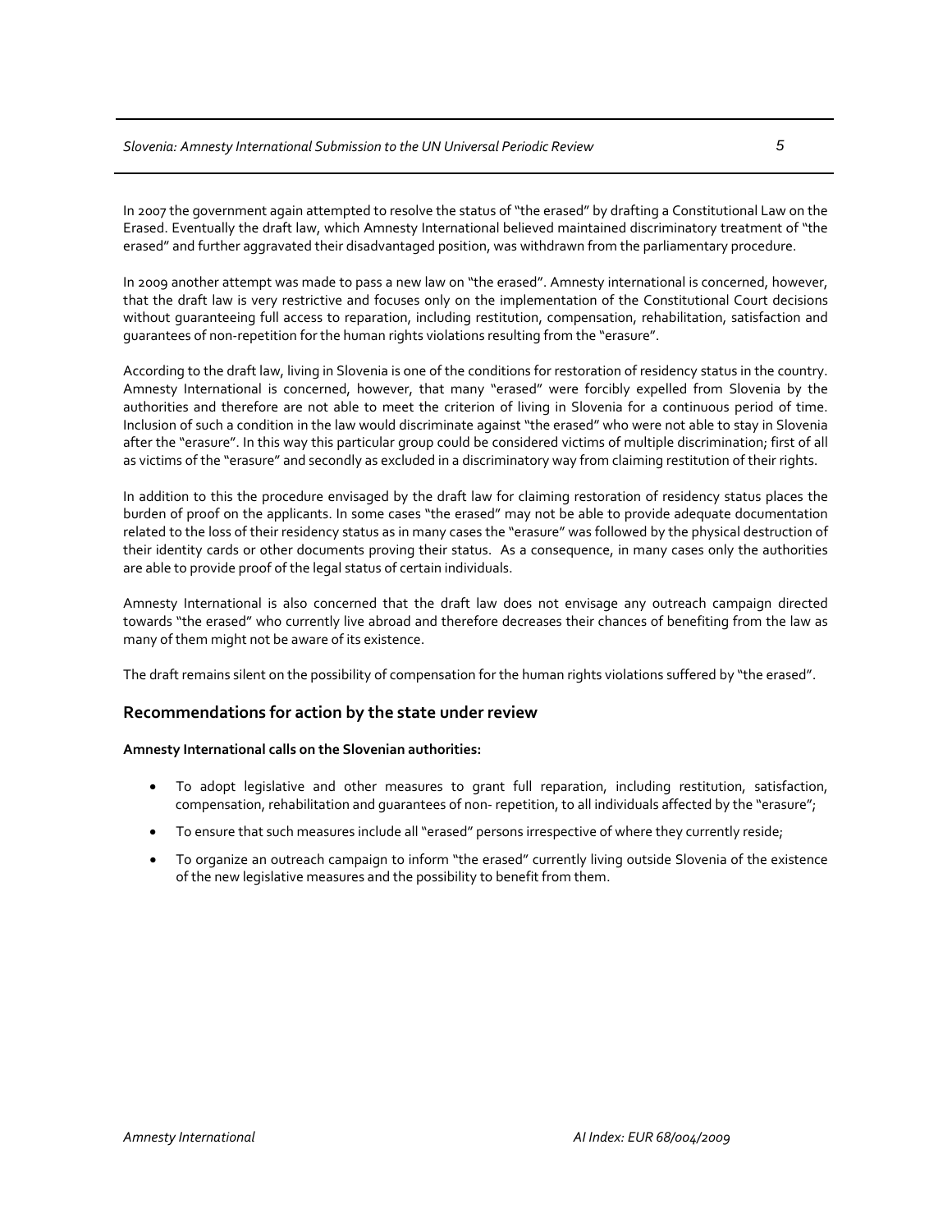In 2007 the government again attempted to resolve the status of "the erased" by drafting a Constitutional Law on the Erased. Eventually the draft law, which Amnesty International believed maintained discriminatory treatment of "the erased" and further aggravated their disadvantaged position, was withdrawn from the parliamentary procedure.

In 2009 another attempt was made to pass a new law on "the erased". Amnesty international is concerned, however, that the draft law is very restrictive and focuses only on the implementation of the Constitutional Court decisions without guaranteeing full access to reparation, including restitution, compensation, rehabilitation, satisfaction and guarantees of non-repetition for the human rights violations resulting from the "erasure".

According to the draft law, living in Slovenia is one of the conditions for restoration of residency status in the country. Amnesty International is concerned, however, that many "erased" were forcibly expelled from Slovenia by the authorities and therefore are not able to meet the criterion of living in Slovenia for a continuous period of time. Inclusion of such a condition in the law would discriminate against "the erased" who were not able to stay in Slovenia after the "erasure". In this way this particular group could be considered victims of multiple discrimination; first of all as victims of the "erasure" and secondly as excluded in a discriminatory way from claiming restitution of their rights.

In addition to this the procedure envisaged by the draft law for claiming restoration of residency status places the burden of proof on the applicants. In some cases "the erased" may not be able to provide adequate documentation related to the loss of their residency status as in many cases the "erasure" was followed by the physical destruction of their identity cards or other documents proving their status. As a consequence, in many cases only the authorities are able to provide proof of the legal status of certain individuals.

Amnesty International is also concerned that the draft law does not envisage any outreach campaign directed towards "the erased" who currently live abroad and therefore decreases their chances of benefiting from the law as many of them might not be aware of its existence.

The draft remains silent on the possibility of compensation for the human rights violations suffered by "the erased".

## Recommendations for action by the state under review

**Amnesty International calls on the Slovenian authorities:**

- To adopt legislative and other measures to grant full reparation, including restitution, satisfaction, compensation, rehabilitation and guarantees of non- repetition, to all individuals affected by the "erasure";
- To ensure that such measures include all "erased" persons irrespective of where they currently reside;
- To organize an outreach campaign to inform "the erased" currently living outside Slovenia of the existence of the new legislative measures and the possibility to benefit from them.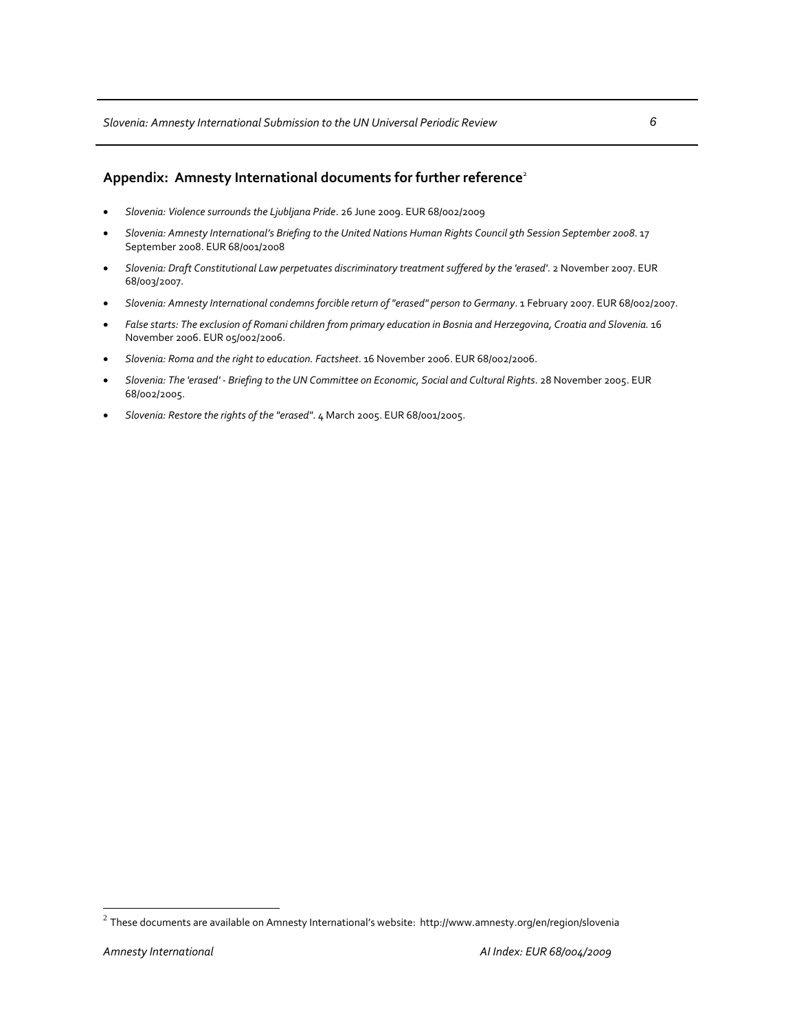## Appendix: Amnesty International documents for further reference[2]

- *Slovenia: Violence surrounds the Ljubljana Pride*. 26 June 2009. EUR 68/002/2009
- *Slovenia: Amnesty International's Briefing to the United Nations Human Rights Council 9th Session September 2008*. 17 September 2008. EUR 68/001/2008
- *Slovenia: Draft Constitutional Law perpetuates discriminatory treatment suffered by the 'erased'*. 2 November 2007. EUR 68/003/2007.
- *Slovenia: Amnesty International condemns forcible return of "erased" person to Germany*. 1 February 2007. EUR 68/002/2007.
- *False starts: The exclusion of Romani children from primary education in Bosnia and Herzegovina, Croatia and Slovenia.* 16 November 2006. EUR 05/002/2006.
- *Slovenia: Roma and the right to education. Factsheet*. 16 November 2006. EUR 68/002/2006.
- *Slovenia: The 'erased' - Briefing to the UN Committee on Economic, Social and Cultural Rights*. 28 November 2005. EUR 68/002/2005.
- *Slovenia: Restore the rights of the "erased"*. 4 March 2005. EUR 68/001/2005.

[2] These documents are available on Amnesty International's website: http://www.amnesty.org/en/region/slovenia